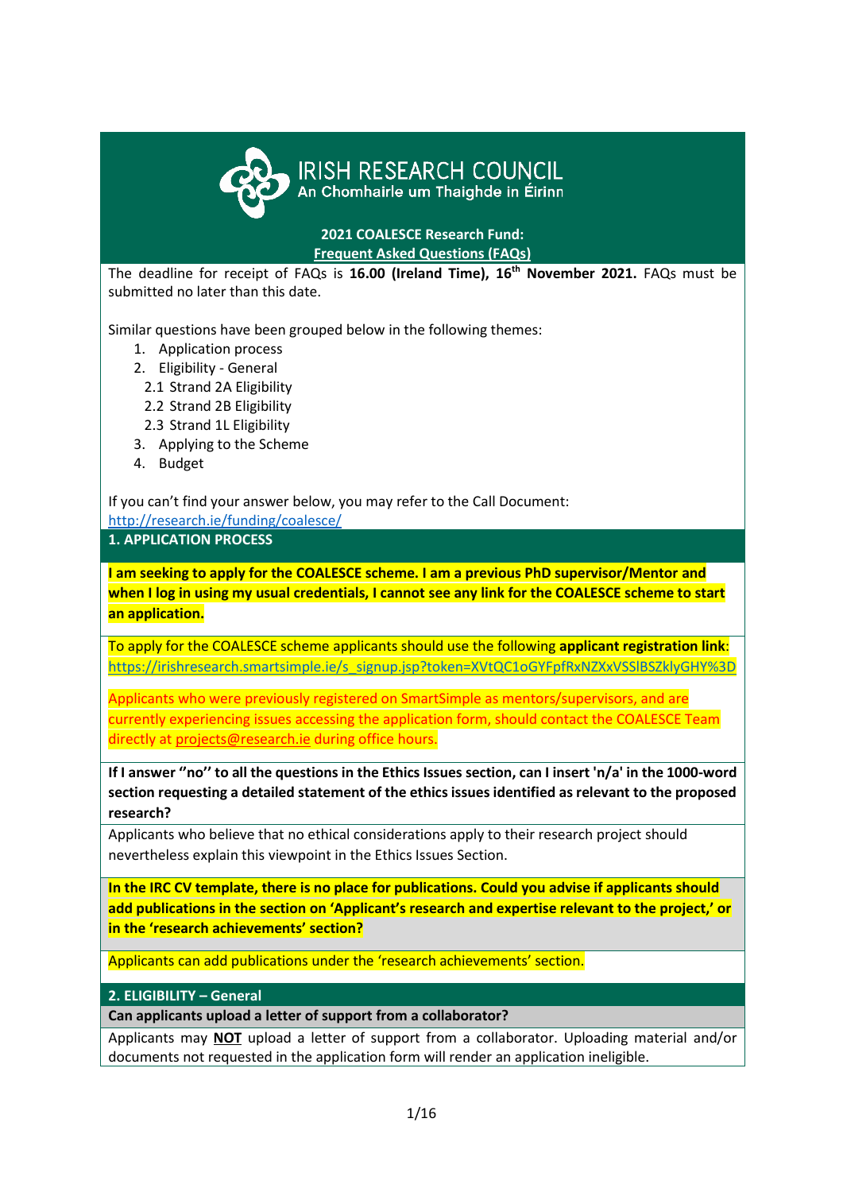IRISH RESEARCH COUNCIL
An Chomhairle um Thaighde in Éirinn

# 2021 COALESCE Research Fund: Frequent Asked Questions (FAQs)

The deadline for receipt of FAQs is **16.00 (Ireland Time), 16th November 2021.** FAQs must be submitted no later than this date.

Similar questions have been grouped below in the following themes:

1. Application process
2. Eligibility - General
   - 2.1 Strand 2A Eligibility
   - 2.2 Strand 2B Eligibility
   - 2.3 Strand 1L Eligibility
3. Applying to the Scheme
4. Budget

If you can't find your answer below, you may refer to the Call Document: http://research.ie/funding/coalesce/

## 1. APPLICATION PROCESS

**I am seeking to apply for the COALESCE scheme. I am a previous PhD supervisor/Mentor and when I log in using my usual credentials, I cannot see any link for the COALESCE scheme to start an application.**

To apply for the COALESCE scheme applicants should use the following **applicant registration link**: https://irishresearch.smartsimple.ie/s_signup.jsp?token=XVtQC1oGYFpfRxNZXxVSSlBSZklyGHY%3D

Applicants who were previously registered on SmartSimple as mentors/supervisors, and are currently experiencing issues accessing the application form, should contact the COALESCE Team directly at projects@research.ie during office hours.

**If I answer "no" to all the questions in the Ethics Issues section, can I insert 'n/a' in the 1000-word section requesting a detailed statement of the ethics issues identified as relevant to the proposed research?**

Applicants who believe that no ethical considerations apply to their research project should nevertheless explain this viewpoint in the Ethics Issues Section.

**In the IRC CV template, there is no place for publications. Could you advise if applicants should add publications in the section on 'Applicant's research and expertise relevant to the project,' or in the 'research achievements' section?**

Applicants can add publications under the 'research achievements' section.

## 2. ELIGIBILITY – General

**Can applicants upload a letter of support from a collaborator?**

Applicants may **NOT** upload a letter of support from a collaborator. Uploading material and/or documents not requested in the application form will render an application ineligible.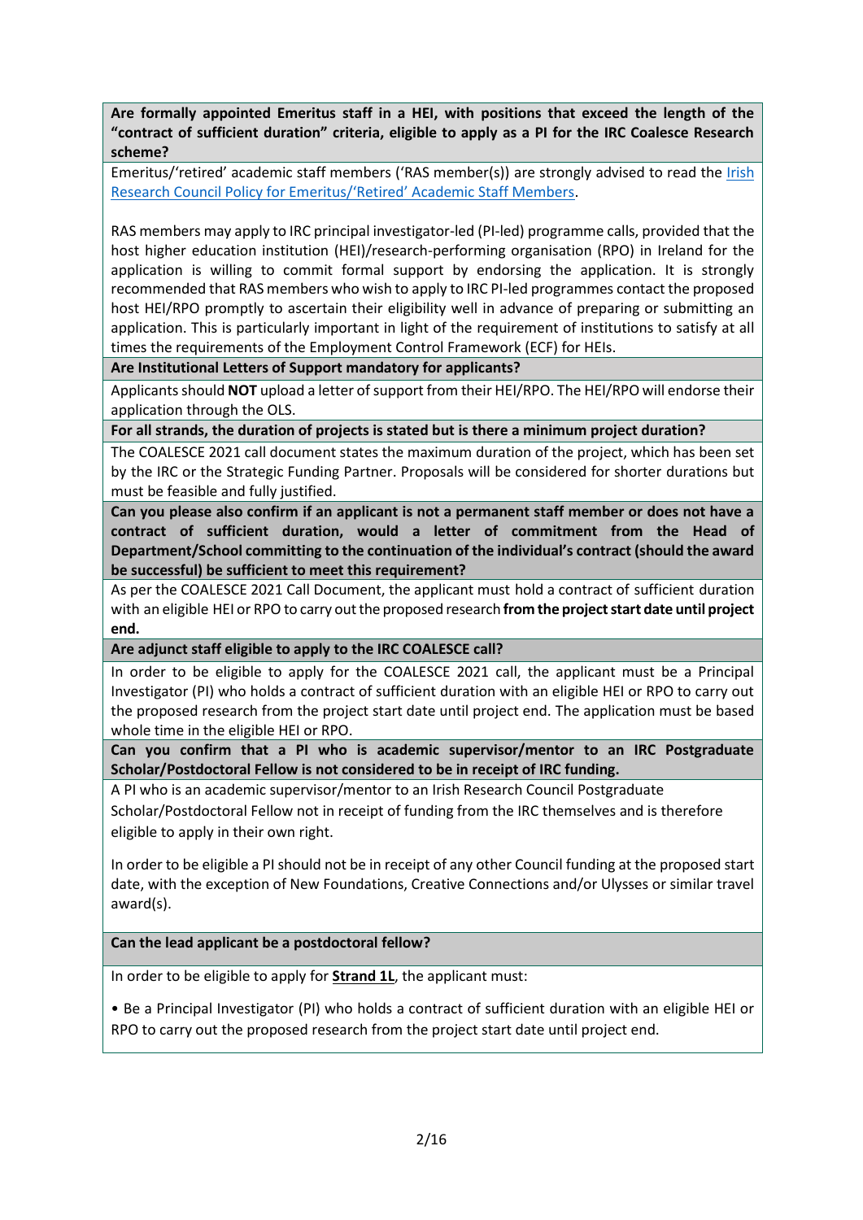**Are formally appointed Emeritus staff in a HEI, with positions that exceed the length of the "contract of sufficient duration" criteria, eligible to apply as a PI for the IRC Coalesce Research scheme?**

Emeritus/'retired' academic staff members ('RAS member(s)) are strongly advised to read the [Irish Research Council Policy for Emeritus/'Retired' Academic Staff Members](#).

RAS members may apply to IRC principal investigator-led (PI-led) programme calls, provided that the host higher education institution (HEI)/research-performing organisation (RPO) in Ireland for the application is willing to commit formal support by endorsing the application. It is strongly recommended that RAS members who wish to apply to IRC PI-led programmes contact the proposed host HEI/RPO promptly to ascertain their eligibility well in advance of preparing or submitting an application. This is particularly important in light of the requirement of institutions to satisfy at all times the requirements of the Employment Control Framework (ECF) for HEIs.

**Are Institutional Letters of Support mandatory for applicants?**

Applicants should **NOT** upload a letter of support from their HEI/RPO. The HEI/RPO will endorse their application through the OLS.

**For all strands, the duration of projects is stated but is there a minimum project duration?**

The COALESCE 2021 call document states the maximum duration of the project, which has been set by the IRC or the Strategic Funding Partner. Proposals will be considered for shorter durations but must be feasible and fully justified.

**Can you please also confirm if an applicant is not a permanent staff member or does not have a contract of sufficient duration, would a letter of commitment from the Head of Department/School committing to the continuation of the individual's contract (should the award be successful) be sufficient to meet this requirement?**

As per the COALESCE 2021 Call Document, the applicant must hold a contract of sufficient duration with an eligible HEI or RPO to carry out the proposed research **from the project start date until project end.**

**Are adjunct staff eligible to apply to the IRC COALESCE call?**

In order to be eligible to apply for the COALESCE 2021 call, the applicant must be a Principal Investigator (PI) who holds a contract of sufficient duration with an eligible HEI or RPO to carry out the proposed research from the project start date until project end. The application must be based whole time in the eligible HEI or RPO.

**Can you confirm that a PI who is academic supervisor/mentor to an IRC Postgraduate Scholar/Postdoctoral Fellow is not considered to be in receipt of IRC funding.**

A PI who is an academic supervisor/mentor to an Irish Research Council Postgraduate Scholar/Postdoctoral Fellow not in receipt of funding from the IRC themselves and is therefore eligible to apply in their own right.

In order to be eligible a PI should not be in receipt of any other Council funding at the proposed start date, with the exception of New Foundations, Creative Connections and/or Ulysses or similar travel award(s).

**Can the lead applicant be a postdoctoral fellow?**

In order to be eligible to apply for **Strand 1L**, the applicant must:

- Be a Principal Investigator (PI) who holds a contract of sufficient duration with an eligible HEI or RPO to carry out the proposed research from the project start date until project end.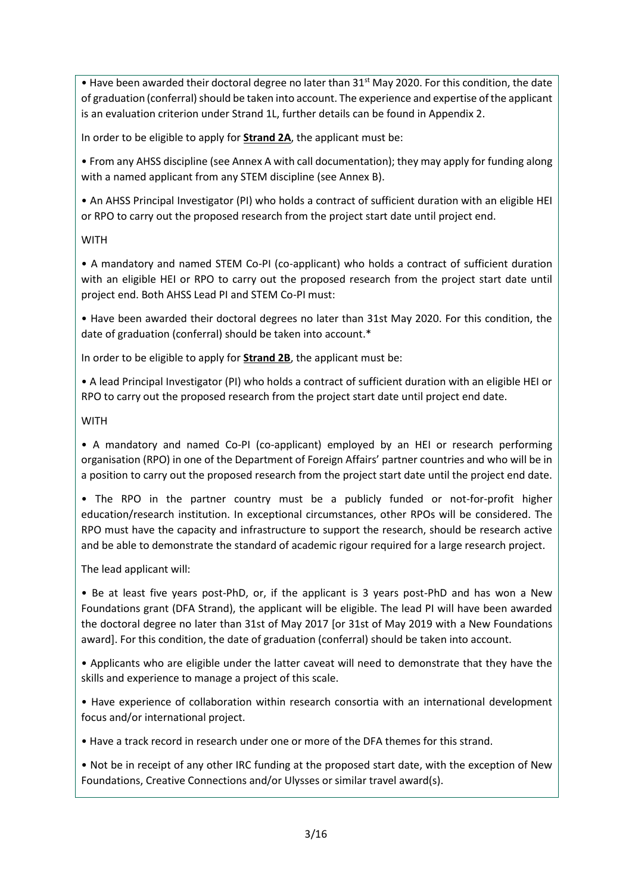• Have been awarded their doctoral degree no later than 31st May 2020. For this condition, the date of graduation (conferral) should be taken into account. The experience and expertise of the applicant is an evaluation criterion under Strand 1L, further details can be found in Appendix 2.

In order to be eligible to apply for **Strand 2A**, the applicant must be:

• From any AHSS discipline (see Annex A with call documentation); they may apply for funding along with a named applicant from any STEM discipline (see Annex B).

• An AHSS Principal Investigator (PI) who holds a contract of sufficient duration with an eligible HEI or RPO to carry out the proposed research from the project start date until project end.

WITH

• A mandatory and named STEM Co-PI (co-applicant) who holds a contract of sufficient duration with an eligible HEI or RPO to carry out the proposed research from the project start date until project end. Both AHSS Lead PI and STEM Co-PI must:

• Have been awarded their doctoral degrees no later than 31st May 2020. For this condition, the date of graduation (conferral) should be taken into account.*

In order to be eligible to apply for **Strand 2B**, the applicant must be:

• A lead Principal Investigator (PI) who holds a contract of sufficient duration with an eligible HEI or RPO to carry out the proposed research from the project start date until project end date.

WITH

• A mandatory and named Co-PI (co-applicant) employed by an HEI or research performing organisation (RPO) in one of the Department of Foreign Affairs' partner countries and who will be in a position to carry out the proposed research from the project start date until the project end date.

• The RPO in the partner country must be a publicly funded or not-for-profit higher education/research institution. In exceptional circumstances, other RPOs will be considered. The RPO must have the capacity and infrastructure to support the research, should be research active and be able to demonstrate the standard of academic rigour required for a large research project.

The lead applicant will:

• Be at least five years post-PhD, or, if the applicant is 3 years post-PhD and has won a New Foundations grant (DFA Strand), the applicant will be eligible. The lead PI will have been awarded the doctoral degree no later than 31st of May 2017 [or 31st of May 2019 with a New Foundations award]. For this condition, the date of graduation (conferral) should be taken into account.

• Applicants who are eligible under the latter caveat will need to demonstrate that they have the skills and experience to manage a project of this scale.

• Have experience of collaboration within research consortia with an international development focus and/or international project.

• Have a track record in research under one or more of the DFA themes for this strand.

• Not be in receipt of any other IRC funding at the proposed start date, with the exception of New Foundations, Creative Connections and/or Ulysses or similar travel award(s).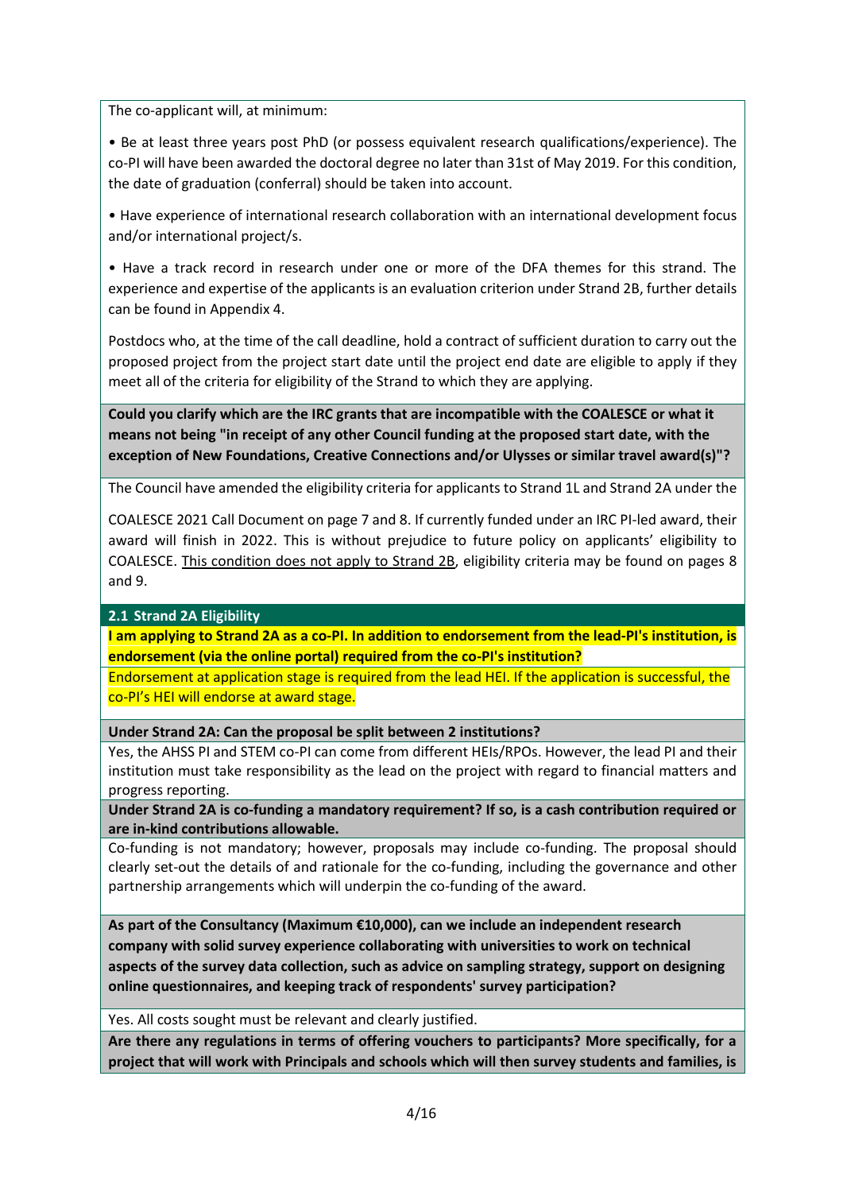The co-applicant will, at minimum:

- Be at least three years post PhD (or possess equivalent research qualifications/experience). The co-PI will have been awarded the doctoral degree no later than 31st of May 2019. For this condition, the date of graduation (conferral) should be taken into account.
- Have experience of international research collaboration with an international development focus and/or international project/s.
- Have a track record in research under one or more of the DFA themes for this strand. The experience and expertise of the applicants is an evaluation criterion under Strand 2B, further details can be found in Appendix 4.

Postdocs who, at the time of the call deadline, hold a contract of sufficient duration to carry out the proposed project from the project start date until the project end date are eligible to apply if they meet all of the criteria for eligibility of the Strand to which they are applying.

**Could you clarify which are the IRC grants that are incompatible with the COALESCE or what it means not being "in receipt of any other Council funding at the proposed start date, with the exception of New Foundations, Creative Connections and/or Ulysses or similar travel award(s)"?**

The Council have amended the eligibility criteria for applicants to Strand 1L and Strand 2A under the COALESCE 2021 Call Document on page 7 and 8. If currently funded under an IRC PI-led award, their award will finish in 2022. This is without prejudice to future policy on applicants' eligibility to COALESCE. This condition does not apply to Strand 2B, eligibility criteria may be found on pages 8 and 9.

## 2.1 Strand 2A Eligibility

**I am applying to Strand 2A as a co-PI. In addition to endorsement from the lead-PI's institution, is endorsement (via the online portal) required from the co-PI's institution?**

Endorsement at application stage is required from the lead HEI. If the application is successful, the co-PI's HEI will endorse at award stage.

**Under Strand 2A: Can the proposal be split between 2 institutions?**

Yes, the AHSS PI and STEM co-PI can come from different HEIs/RPOs. However, the lead PI and their institution must take responsibility as the lead on the project with regard to financial matters and progress reporting.

**Under Strand 2A is co-funding a mandatory requirement? If so, is a cash contribution required or are in-kind contributions allowable.**

Co-funding is not mandatory; however, proposals may include co-funding. The proposal should clearly set-out the details of and rationale for the co-funding, including the governance and other partnership arrangements which will underpin the co-funding of the award.

**As part of the Consultancy (Maximum €10,000), can we include an independent research company with solid survey experience collaborating with universities to work on technical aspects of the survey data collection, such as advice on sampling strategy, support on designing online questionnaires, and keeping track of respondents' survey participation?**

Yes. All costs sought must be relevant and clearly justified.

**Are there any regulations in terms of offering vouchers to participants? More specifically, for a project that will work with Principals and schools which will then survey students and families, is**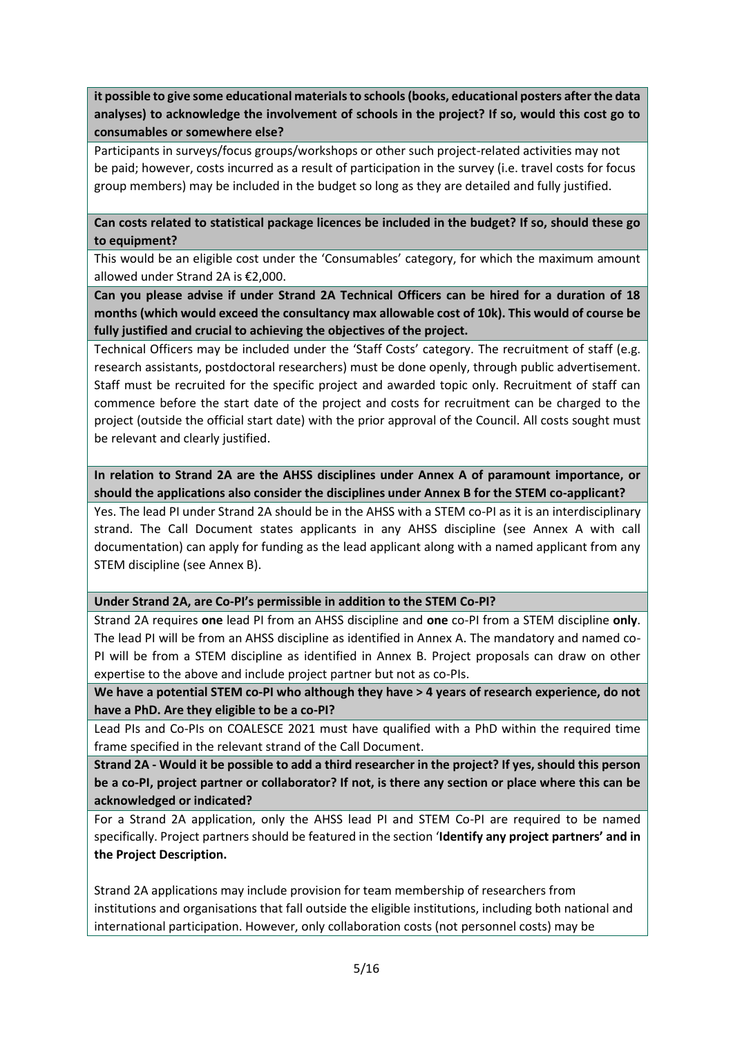**it possible to give some educational materials to schools (books, educational posters after the data analyses) to acknowledge the involvement of schools in the project? If so, would this cost go to consumables or somewhere else?**

Participants in surveys/focus groups/workshops or other such project-related activities may not be paid; however, costs incurred as a result of participation in the survey (i.e. travel costs for focus group members) may be included in the budget so long as they are detailed and fully justified.

**Can costs related to statistical package licences be included in the budget? If so, should these go to equipment?**

This would be an eligible cost under the 'Consumables' category, for which the maximum amount allowed under Strand 2A is €2,000.

**Can you please advise if under Strand 2A Technical Officers can be hired for a duration of 18 months (which would exceed the consultancy max allowable cost of 10k). This would of course be fully justified and crucial to achieving the objectives of the project.**

Technical Officers may be included under the 'Staff Costs' category. The recruitment of staff (e.g. research assistants, postdoctoral researchers) must be done openly, through public advertisement. Staff must be recruited for the specific project and awarded topic only. Recruitment of staff can commence before the start date of the project and costs for recruitment can be charged to the project (outside the official start date) with the prior approval of the Council. All costs sought must be relevant and clearly justified.

**In relation to Strand 2A are the AHSS disciplines under Annex A of paramount importance, or should the applications also consider the disciplines under Annex B for the STEM co-applicant?**

Yes. The lead PI under Strand 2A should be in the AHSS with a STEM co-PI as it is an interdisciplinary strand. The Call Document states applicants in any AHSS discipline (see Annex A with call documentation) can apply for funding as the lead applicant along with a named applicant from any STEM discipline (see Annex B).

**Under Strand 2A, are Co-PI's permissible in addition to the STEM Co-PI?**

Strand 2A requires **one** lead PI from an AHSS discipline and **one** co-PI from a STEM discipline **only**. The lead PI will be from an AHSS discipline as identified in Annex A. The mandatory and named co-PI will be from a STEM discipline as identified in Annex B. Project proposals can draw on other expertise to the above and include project partner but not as co-PIs.

**We have a potential STEM co-PI who although they have > 4 years of research experience, do not have a PhD. Are they eligible to be a co-PI?**

Lead PIs and Co-PIs on COALESCE 2021 must have qualified with a PhD within the required time frame specified in the relevant strand of the Call Document.

**Strand 2A - Would it be possible to add a third researcher in the project? If yes, should this person be a co-PI, project partner or collaborator? If not, is there any section or place where this can be acknowledged or indicated?**

For a Strand 2A application, only the AHSS lead PI and STEM Co-PI are required to be named specifically. Project partners should be featured in the section '**Identify any project partners' and in the Project Description.**

Strand 2A applications may include provision for team membership of researchers from institutions and organisations that fall outside the eligible institutions, including both national and international participation. However, only collaboration costs (not personnel costs) may be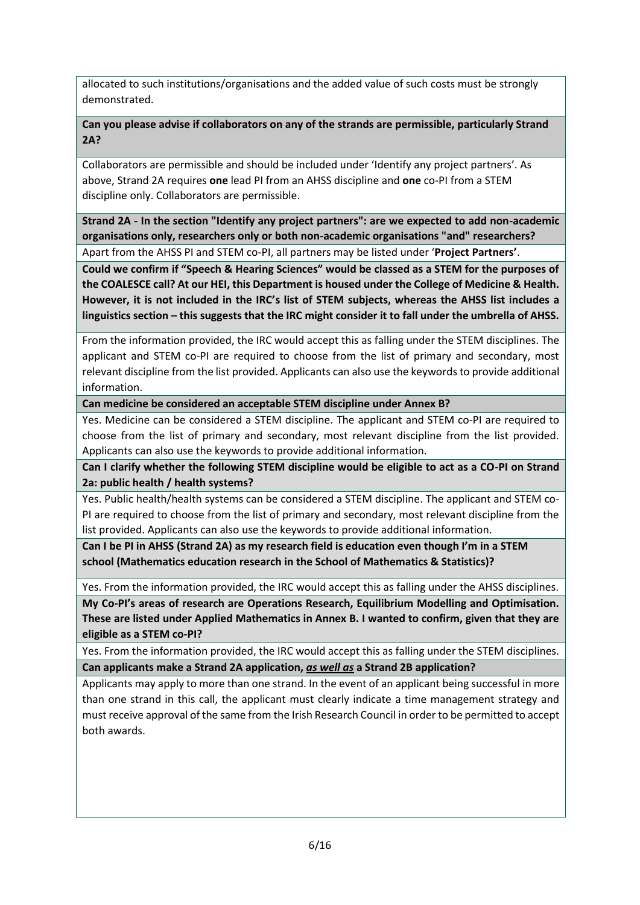allocated to such institutions/organisations and the added value of such costs must be strongly demonstrated.

**Can you please advise if collaborators on any of the strands are permissible, particularly Strand 2A?**

Collaborators are permissible and should be included under 'Identify any project partners'. As above, Strand 2A requires **one** lead PI from an AHSS discipline and **one** co-PI from a STEM discipline only. Collaborators are permissible.

**Strand 2A - In the section "Identify any project partners": are we expected to add non-academic organisations only, researchers only or both non-academic organisations "and" researchers?**

Apart from the AHSS PI and STEM co-PI, all partners may be listed under '**Project Partners**'.

**Could we confirm if "Speech & Hearing Sciences" would be classed as a STEM for the purposes of the COALESCE call? At our HEI, this Department is housed under the College of Medicine & Health. However, it is not included in the IRC's list of STEM subjects, whereas the AHSS list includes a linguistics section – this suggests that the IRC might consider it to fall under the umbrella of AHSS.**

From the information provided, the IRC would accept this as falling under the STEM disciplines. The applicant and STEM co-PI are required to choose from the list of primary and secondary, most relevant discipline from the list provided. Applicants can also use the keywords to provide additional information.

**Can medicine be considered an acceptable STEM discipline under Annex B?**

Yes. Medicine can be considered a STEM discipline. The applicant and STEM co-PI are required to choose from the list of primary and secondary, most relevant discipline from the list provided. Applicants can also use the keywords to provide additional information.

**Can I clarify whether the following STEM discipline would be eligible to act as a CO-PI on Strand 2a: public health / health systems?**

Yes. Public health/health systems can be considered a STEM discipline. The applicant and STEM co-PI are required to choose from the list of primary and secondary, most relevant discipline from the list provided. Applicants can also use the keywords to provide additional information.

**Can I be PI in AHSS (Strand 2A) as my research field is education even though I'm in a STEM school (Mathematics education research in the School of Mathematics & Statistics)?**

Yes. From the information provided, the IRC would accept this as falling under the AHSS disciplines.

**My Co-PI's areas of research are Operations Research, Equilibrium Modelling and Optimisation. These are listed under Applied Mathematics in Annex B. I wanted to confirm, given that they are eligible as a STEM co-PI?**

Yes. From the information provided, the IRC would accept this as falling under the STEM disciplines.

**Can applicants make a Strand 2A application, *as well as* a Strand 2B application?**

Applicants may apply to more than one strand. In the event of an applicant being successful in more than one strand in this call, the applicant must clearly indicate a time management strategy and must receive approval of the same from the Irish Research Council in order to be permitted to accept both awards.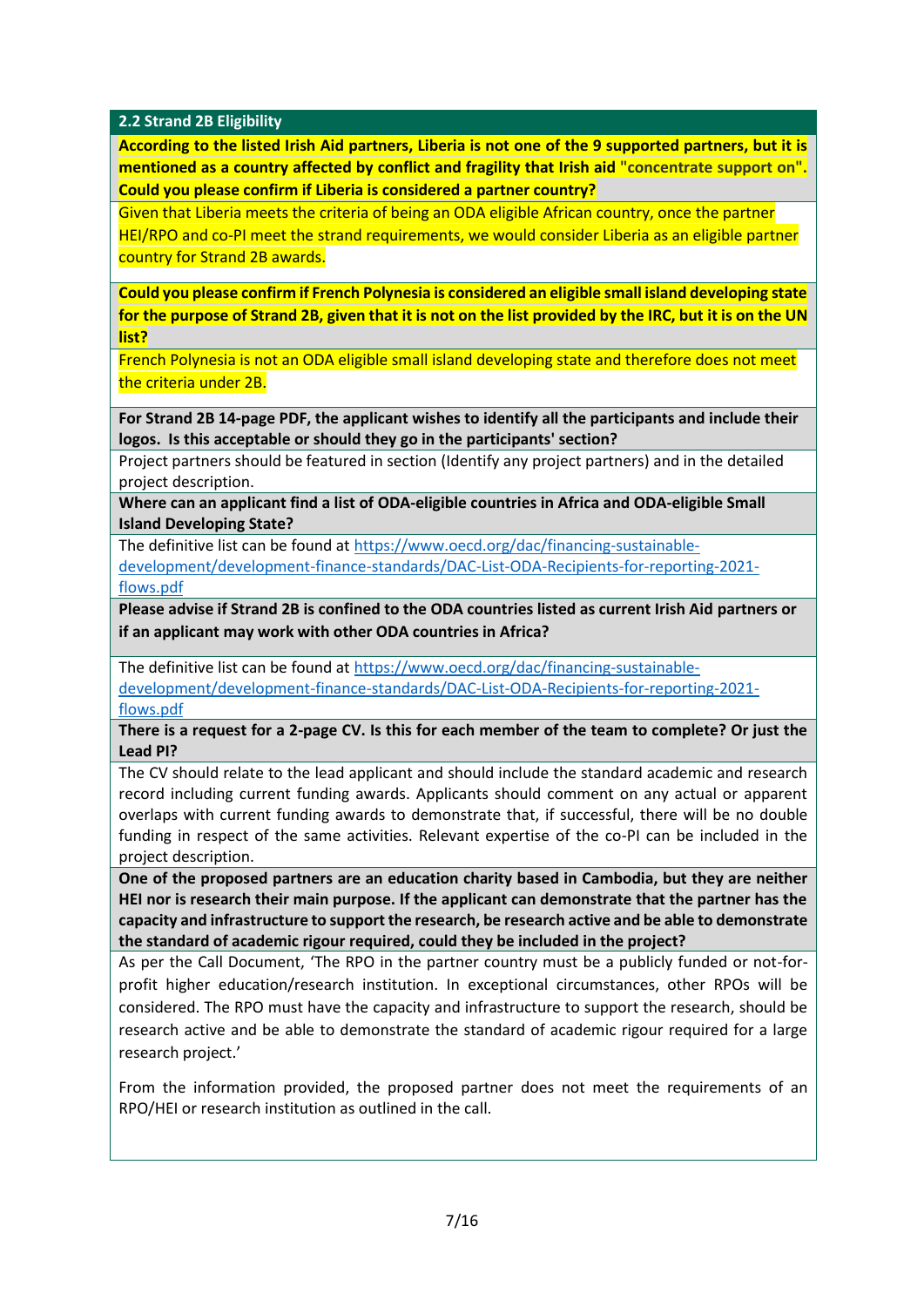## 2.2 Strand 2B Eligibility

**According to the listed Irish Aid partners, Liberia is not one of the 9 supported partners, but it is mentioned as a country affected by conflict and fragility that Irish aid "concentrate support on". Could you please confirm if Liberia is considered a partner country?**

Given that Liberia meets the criteria of being an ODA eligible African country, once the partner HEI/RPO and co-PI meet the strand requirements, we would consider Liberia as an eligible partner country for Strand 2B awards.

**Could you please confirm if French Polynesia is considered an eligible small island developing state for the purpose of Strand 2B, given that it is not on the list provided by the IRC, but it is on the UN list?**

French Polynesia is not an ODA eligible small island developing state and therefore does not meet the criteria under 2B.

**For Strand 2B 14-page PDF, the applicant wishes to identify all the participants and include their logos. Is this acceptable or should they go in the participants' section?**

Project partners should be featured in section (Identify any project partners) and in the detailed project description.

**Where can an applicant find a list of ODA-eligible countries in Africa and ODA-eligible Small Island Developing State?**

The definitive list can be found at [https://www.oecd.org/dac/financing-sustainable-development/development-finance-standards/DAC-List-ODA-Recipients-for-reporting-2021-flows.pdf](https://www.oecd.org/dac/financing-sustainable-development/development-finance-standards/DAC-List-ODA-Recipients-for-reporting-2021-flows.pdf)

**Please advise if Strand 2B is confined to the ODA countries listed as current Irish Aid partners or if an applicant may work with other ODA countries in Africa?**

The definitive list can be found at [https://www.oecd.org/dac/financing-sustainable-development/development-finance-standards/DAC-List-ODA-Recipients-for-reporting-2021-flows.pdf](https://www.oecd.org/dac/financing-sustainable-development/development-finance-standards/DAC-List-ODA-Recipients-for-reporting-2021-flows.pdf)

**There is a request for a 2-page CV. Is this for each member of the team to complete? Or just the Lead PI?**

The CV should relate to the lead applicant and should include the standard academic and research record including current funding awards. Applicants should comment on any actual or apparent overlaps with current funding awards to demonstrate that, if successful, there will be no double funding in respect of the same activities. Relevant expertise of the co-PI can be included in the project description.

**One of the proposed partners are an education charity based in Cambodia, but they are neither HEI nor is research their main purpose. If the applicant can demonstrate that the partner has the capacity and infrastructure to support the research, be research active and be able to demonstrate the standard of academic rigour required, could they be included in the project?**

As per the Call Document, 'The RPO in the partner country must be a publicly funded or not-for-profit higher education/research institution. In exceptional circumstances, other RPOs will be considered. The RPO must have the capacity and infrastructure to support the research, should be research active and be able to demonstrate the standard of academic rigour required for a large research project.'

From the information provided, the proposed partner does not meet the requirements of an RPO/HEI or research institution as outlined in the call.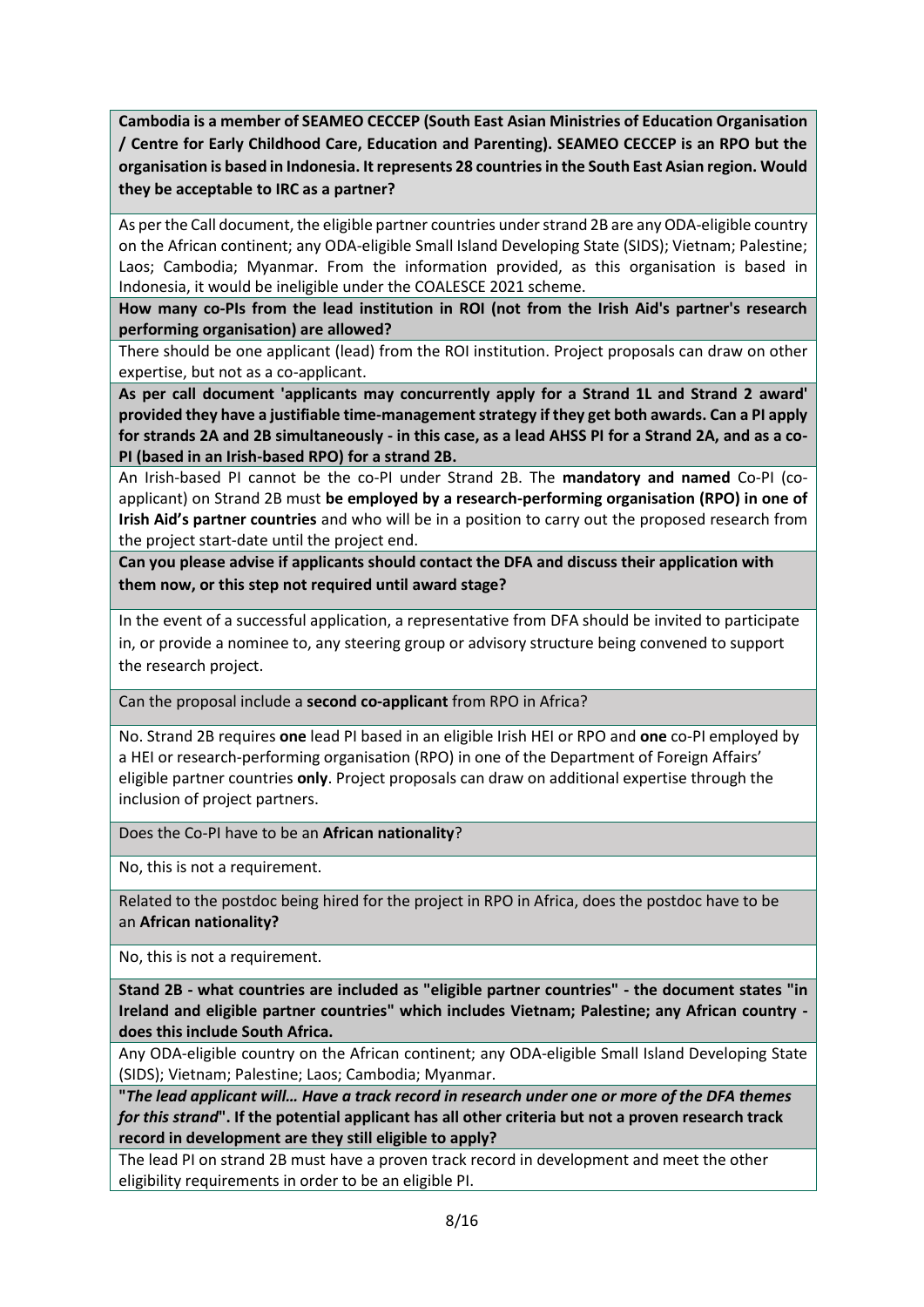**Cambodia is a member of SEAMEO CECCEP (South East Asian Ministries of Education Organisation / Centre for Early Childhood Care, Education and Parenting). SEAMEO CECCEP is an RPO but the organisation is based in Indonesia. It represents 28 countries in the South East Asian region. Would they be acceptable to IRC as a partner?**

As per the Call document, the eligible partner countries under strand 2B are any ODA-eligible country on the African continent; any ODA-eligible Small Island Developing State (SIDS); Vietnam; Palestine; Laos; Cambodia; Myanmar. From the information provided, as this organisation is based in Indonesia, it would be ineligible under the COALESCE 2021 scheme.

**How many co-PIs from the lead institution in ROI (not from the Irish Aid's partner's research performing organisation) are allowed?**

There should be one applicant (lead) from the ROI institution. Project proposals can draw on other expertise, but not as a co-applicant.

**As per call document 'applicants may concurrently apply for a Strand 1L and Strand 2 award' provided they have a justifiable time-management strategy if they get both awards. Can a PI apply for strands 2A and 2B simultaneously - in this case, as a lead AHSS PI for a Strand 2A, and as a co-PI (based in an Irish-based RPO) for a strand 2B.**

An Irish-based PI cannot be the co-PI under Strand 2B. The **mandatory and named** Co-PI (co-applicant) on Strand 2B must **be employed by a research-performing organisation (RPO) in one of Irish Aid's partner countries** and who will be in a position to carry out the proposed research from the project start-date until the project end.

**Can you please advise if applicants should contact the DFA and discuss their application with them now, or this step not required until award stage?**

In the event of a successful application, a representative from DFA should be invited to participate in, or provide a nominee to, any steering group or advisory structure being convened to support the research project.

Can the proposal include a **second co-applicant** from RPO in Africa?

No. Strand 2B requires **one** lead PI based in an eligible Irish HEI or RPO and **one** co-PI employed by a HEI or research-performing organisation (RPO) in one of the Department of Foreign Affairs' eligible partner countries **only**. Project proposals can draw on additional expertise through the inclusion of project partners.

Does the Co-PI have to be an **African nationality**?

No, this is not a requirement.

Related to the postdoc being hired for the project in RPO in Africa, does the postdoc have to be an **African nationality?**

No, this is not a requirement.

**Stand 2B - what countries are included as "eligible partner countries" - the document states "in Ireland and eligible partner countries" which includes Vietnam; Palestine; any African country - does this include South Africa.**

Any ODA-eligible country on the African continent; any ODA-eligible Small Island Developing State (SIDS); Vietnam; Palestine; Laos; Cambodia; Myanmar.

**"*The lead applicant will… Have a track record in research under one or more of the DFA themes for this strand*". If the potential applicant has all other criteria but not a proven research track record in development are they still eligible to apply?**

The lead PI on strand 2B must have a proven track record in development and meet the other eligibility requirements in order to be an eligible PI.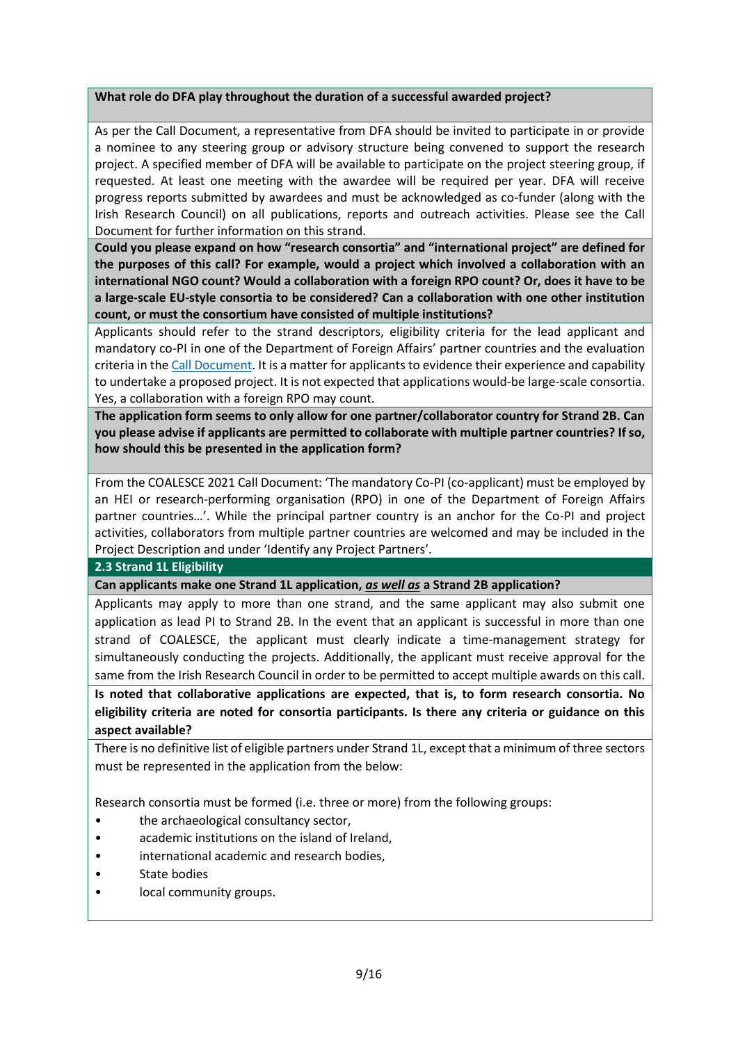**What role do DFA play throughout the duration of a successful awarded project?**

As per the Call Document, a representative from DFA should be invited to participate in or provide a nominee to any steering group or advisory structure being convened to support the research project. A specified member of DFA will be available to participate on the project steering group, if requested. At least one meeting with the awardee will be required per year. DFA will receive progress reports submitted by awardees and must be acknowledged as co-funder (along with the Irish Research Council) on all publications, reports and outreach activities. Please see the Call Document for further information on this strand.

**Could you please expand on how "research consortia" and "international project" are defined for the purposes of this call? For example, would a project which involved a collaboration with an international NGO count? Would a collaboration with a foreign RPO count? Or, does it have to be a large-scale EU-style consortia to be considered? Can a collaboration with one other institution count, or must the consortium have consisted of multiple institutions?**

Applicants should refer to the strand descriptors, eligibility criteria for the lead applicant and mandatory co-PI in one of the Department of Foreign Affairs' partner countries and the evaluation criteria in the Call Document. It is a matter for applicants to evidence their experience and capability to undertake a proposed project. It is not expected that applications would-be large-scale consortia. Yes, a collaboration with a foreign RPO may count.

**The application form seems to only allow for one partner/collaborator country for Strand 2B. Can you please advise if applicants are permitted to collaborate with multiple partner countries? If so, how should this be presented in the application form?**

From the COALESCE 2021 Call Document: 'The mandatory Co-PI (co-applicant) must be employed by an HEI or research-performing organisation (RPO) in one of the Department of Foreign Affairs partner countries…'. While the principal partner country is an anchor for the Co-PI and project activities, collaborators from multiple partner countries are welcomed and may be included in the Project Description and under 'Identify any Project Partners'.

## 2.3 Strand 1L Eligibility

**Can applicants make one Strand 1L application, *as well as* a Strand 2B application?**

Applicants may apply to more than one strand, and the same applicant may also submit one application as lead PI to Strand 2B. In the event that an applicant is successful in more than one strand of COALESCE, the applicant must clearly indicate a time-management strategy for simultaneously conducting the projects. Additionally, the applicant must receive approval for the same from the Irish Research Council in order to be permitted to accept multiple awards on this call.

**Is noted that collaborative applications are expected, that is, to form research consortia. No eligibility criteria are noted for consortia participants. Is there any criteria or guidance on this aspect available?**

There is no definitive list of eligible partners under Strand 1L, except that a minimum of three sectors must be represented in the application from the below:

Research consortia must be formed (i.e. three or more) from the following groups:

- the archaeological consultancy sector,
- academic institutions on the island of Ireland,
- international academic and research bodies,
- State bodies
- local community groups.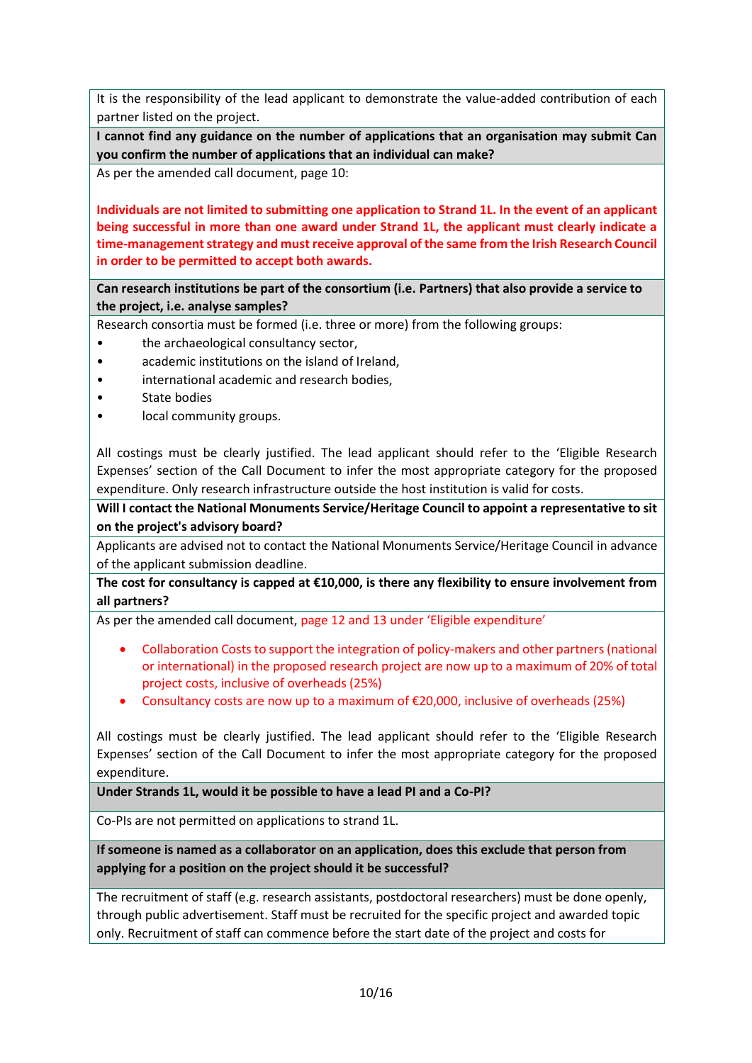It is the responsibility of the lead applicant to demonstrate the value-added contribution of each partner listed on the project.

**I cannot find any guidance on the number of applications that an organisation may submit Can you confirm the number of applications that an individual can make?**

As per the amended call document, page 10:

**Individuals are not limited to submitting one application to Strand 1L. In the event of an applicant being successful in more than one award under Strand 1L, the applicant must clearly indicate a time-management strategy and must receive approval of the same from the Irish Research Council in order to be permitted to accept both awards.**

**Can research institutions be part of the consortium (i.e. Partners) that also provide a service to the project, i.e. analyse samples?**

Research consortia must be formed (i.e. three or more) from the following groups:

- the archaeological consultancy sector,
- academic institutions on the island of Ireland,
- international academic and research bodies,
- State bodies
- local community groups.

All costings must be clearly justified. The lead applicant should refer to the 'Eligible Research Expenses' section of the Call Document to infer the most appropriate category for the proposed expenditure. Only research infrastructure outside the host institution is valid for costs.

**Will I contact the National Monuments Service/Heritage Council to appoint a representative to sit on the project's advisory board?**

Applicants are advised not to contact the National Monuments Service/Heritage Council in advance of the applicant submission deadline.

**The cost for consultancy is capped at €10,000, is there any flexibility to ensure involvement from all partners?**

As per the amended call document, page 12 and 13 under 'Eligible expenditure'

- Collaboration Costs to support the integration of policy-makers and other partners (national or international) in the proposed research project are now up to a maximum of 20% of total project costs, inclusive of overheads (25%)
- Consultancy costs are now up to a maximum of €20,000, inclusive of overheads (25%)

All costings must be clearly justified. The lead applicant should refer to the 'Eligible Research Expenses' section of the Call Document to infer the most appropriate category for the proposed expenditure.

**Under Strands 1L, would it be possible to have a lead PI and a Co-PI?**

Co-PIs are not permitted on applications to strand 1L.

**If someone is named as a collaborator on an application, does this exclude that person from applying for a position on the project should it be successful?**

The recruitment of staff (e.g. research assistants, postdoctoral researchers) must be done openly, through public advertisement. Staff must be recruited for the specific project and awarded topic only. Recruitment of staff can commence before the start date of the project and costs for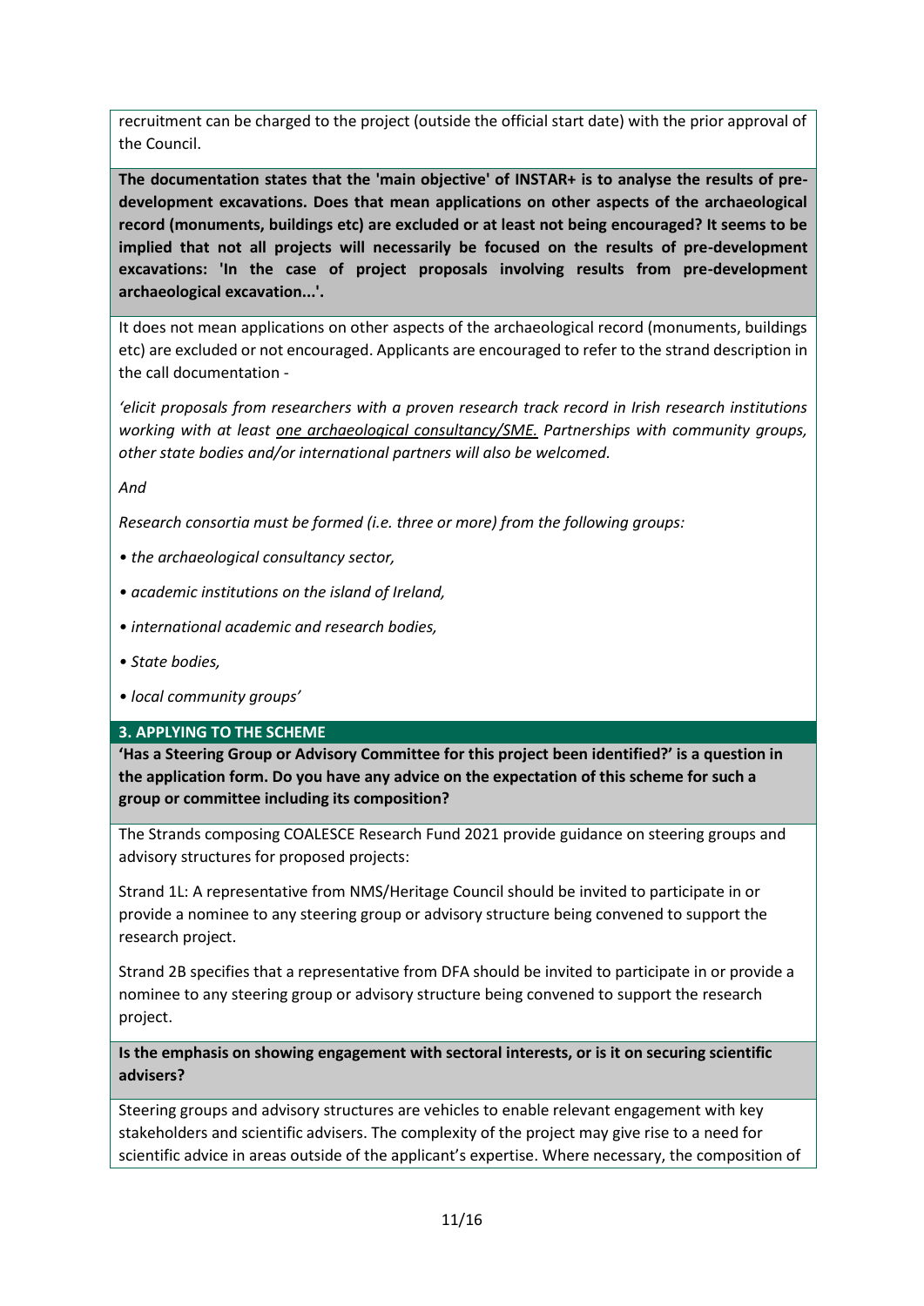recruitment can be charged to the project (outside the official start date) with the prior approval of the Council.

**The documentation states that the 'main objective' of INSTAR+ is to analyse the results of pre-development excavations. Does that mean applications on other aspects of the archaeological record (monuments, buildings etc) are excluded or at least not being encouraged? It seems to be implied that not all projects will necessarily be focused on the results of pre-development excavations: 'In the case of project proposals involving results from pre-development archaeological excavation...'.**

It does not mean applications on other aspects of the archaeological record (monuments, buildings etc) are excluded or not encouraged. Applicants are encouraged to refer to the strand description in the call documentation -

*'elicit proposals from researchers with a proven research track record in Irish research institutions working with at least <u>one archaeological consultancy/SME.</u> Partnerships with community groups, other state bodies and/or international partners will also be welcomed.*

*And*

*Research consortia must be formed (i.e. three or more) from the following groups:*

- *the archaeological consultancy sector,*
- *academic institutions on the island of Ireland,*
- *international academic and research bodies,*
- *State bodies,*
- *local community groups'*

## 3. APPLYING TO THE SCHEME

**'Has a Steering Group or Advisory Committee for this project been identified?' is a question in the application form. Do you have any advice on the expectation of this scheme for such a group or committee including its composition?**

The Strands composing COALESCE Research Fund 2021 provide guidance on steering groups and advisory structures for proposed projects:

Strand 1L: A representative from NMS/Heritage Council should be invited to participate in or provide a nominee to any steering group or advisory structure being convened to support the research project.

Strand 2B specifies that a representative from DFA should be invited to participate in or provide a nominee to any steering group or advisory structure being convened to support the research project.

**Is the emphasis on showing engagement with sectoral interests, or is it on securing scientific advisers?**

Steering groups and advisory structures are vehicles to enable relevant engagement with key stakeholders and scientific advisers. The complexity of the project may give rise to a need for scientific advice in areas outside of the applicant's expertise. Where necessary, the composition of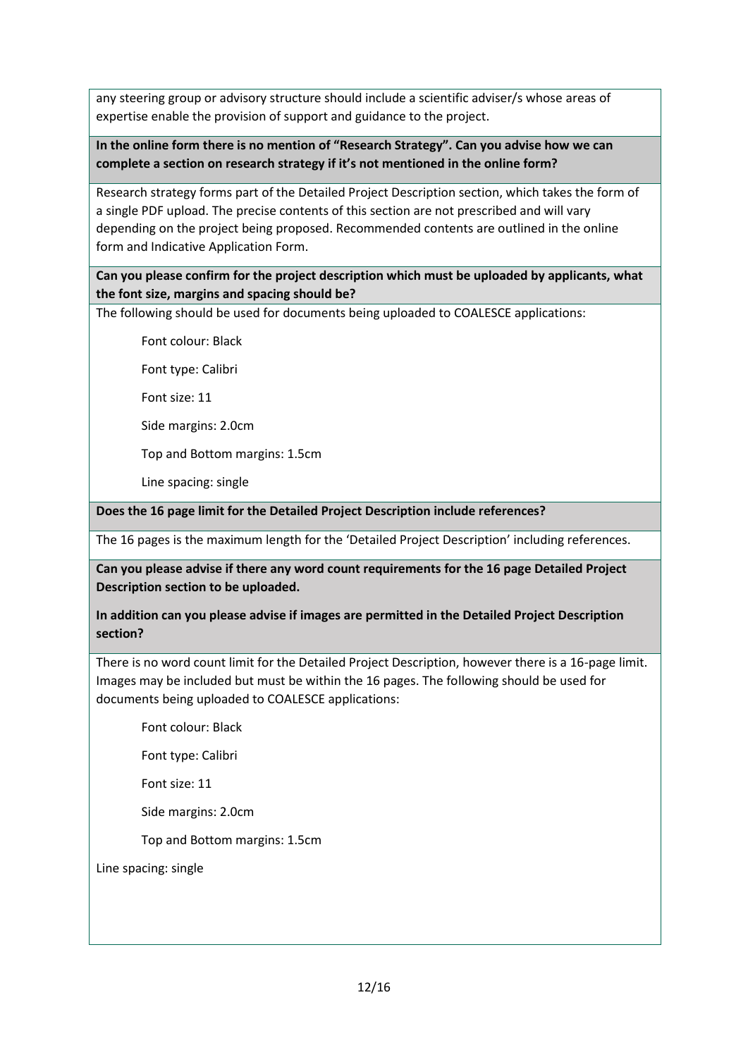any steering group or advisory structure should include a scientific adviser/s whose areas of expertise enable the provision of support and guidance to the project.

**In the online form there is no mention of "Research Strategy". Can you advise how we can complete a section on research strategy if it's not mentioned in the online form?**

Research strategy forms part of the Detailed Project Description section, which takes the form of a single PDF upload. The precise contents of this section are not prescribed and will vary depending on the project being proposed. Recommended contents are outlined in the online form and Indicative Application Form.

**Can you please confirm for the project description which must be uploaded by applicants, what the font size, margins and spacing should be?**

The following should be used for documents being uploaded to COALESCE applications:

Font colour: Black

Font type: Calibri

Font size: 11

Side margins: 2.0cm

Top and Bottom margins: 1.5cm

Line spacing: single

**Does the 16 page limit for the Detailed Project Description include references?**

The 16 pages is the maximum length for the 'Detailed Project Description' including references.

**Can you please advise if there any word count requirements for the 16 page Detailed Project Description section to be uploaded.**

**In addition can you please advise if images are permitted in the Detailed Project Description section?**

There is no word count limit for the Detailed Project Description, however there is a 16-page limit. Images may be included but must be within the 16 pages. The following should be used for documents being uploaded to COALESCE applications:

Font colour: Black

Font type: Calibri

Font size: 11

Side margins: 2.0cm

Top and Bottom margins: 1.5cm

Line spacing: single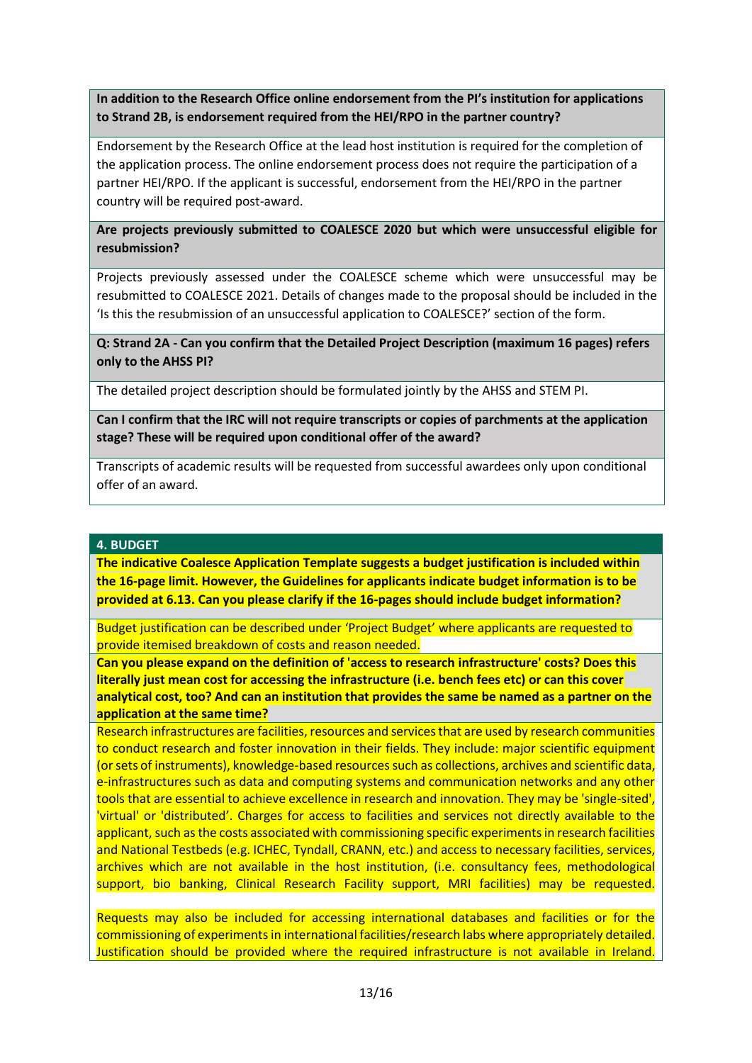**In addition to the Research Office online endorsement from the PI's institution for applications to Strand 2B, is endorsement required from the HEI/RPO in the partner country?**

Endorsement by the Research Office at the lead host institution is required for the completion of the application process. The online endorsement process does not require the participation of a partner HEI/RPO. If the applicant is successful, endorsement from the HEI/RPO in the partner country will be required post-award.

**Are projects previously submitted to COALESCE 2020 but which were unsuccessful eligible for resubmission?**

Projects previously assessed under the COALESCE scheme which were unsuccessful may be resubmitted to COALESCE 2021. Details of changes made to the proposal should be included in the 'Is this the resubmission of an unsuccessful application to COALESCE?' section of the form.

**Q: Strand 2A - Can you confirm that the Detailed Project Description (maximum 16 pages) refers only to the AHSS PI?**

The detailed project description should be formulated jointly by the AHSS and STEM PI.

**Can I confirm that the IRC will not require transcripts or copies of parchments at the application stage? These will be required upon conditional offer of the award?**

Transcripts of academic results will be requested from successful awardees only upon conditional offer of an award.

## 4. BUDGET

**The indicative Coalesce Application Template suggests a budget justification is included within the 16-page limit. However, the Guidelines for applicants indicate budget information is to be provided at 6.13. Can you please clarify if the 16-pages should include budget information?**

Budget justification can be described under 'Project Budget' where applicants are requested to provide itemised breakdown of costs and reason needed.

**Can you please expand on the definition of 'access to research infrastructure' costs? Does this literally just mean cost for accessing the infrastructure (i.e. bench fees etc) or can this cover analytical cost, too? And can an institution that provides the same be named as a partner on the application at the same time?**

Research infrastructures are facilities, resources and services that are used by research communities to conduct research and foster innovation in their fields. They include: major scientific equipment (or sets of instruments), knowledge-based resources such as collections, archives and scientific data, e-infrastructures such as data and computing systems and communication networks and any other tools that are essential to achieve excellence in research and innovation. They may be 'single-sited', 'virtual' or 'distributed'. Charges for access to facilities and services not directly available to the applicant, such as the costs associated with commissioning specific experiments in research facilities and National Testbeds (e.g. ICHEC, Tyndall, CRANN, etc.) and access to necessary facilities, services, archives which are not available in the host institution, (i.e. consultancy fees, methodological support, bio banking, Clinical Research Facility support, MRI facilities) may be requested.

Requests may also be included for accessing international databases and facilities or for the commissioning of experiments in international facilities/research labs where appropriately detailed. Justification should be provided where the required infrastructure is not available in Ireland.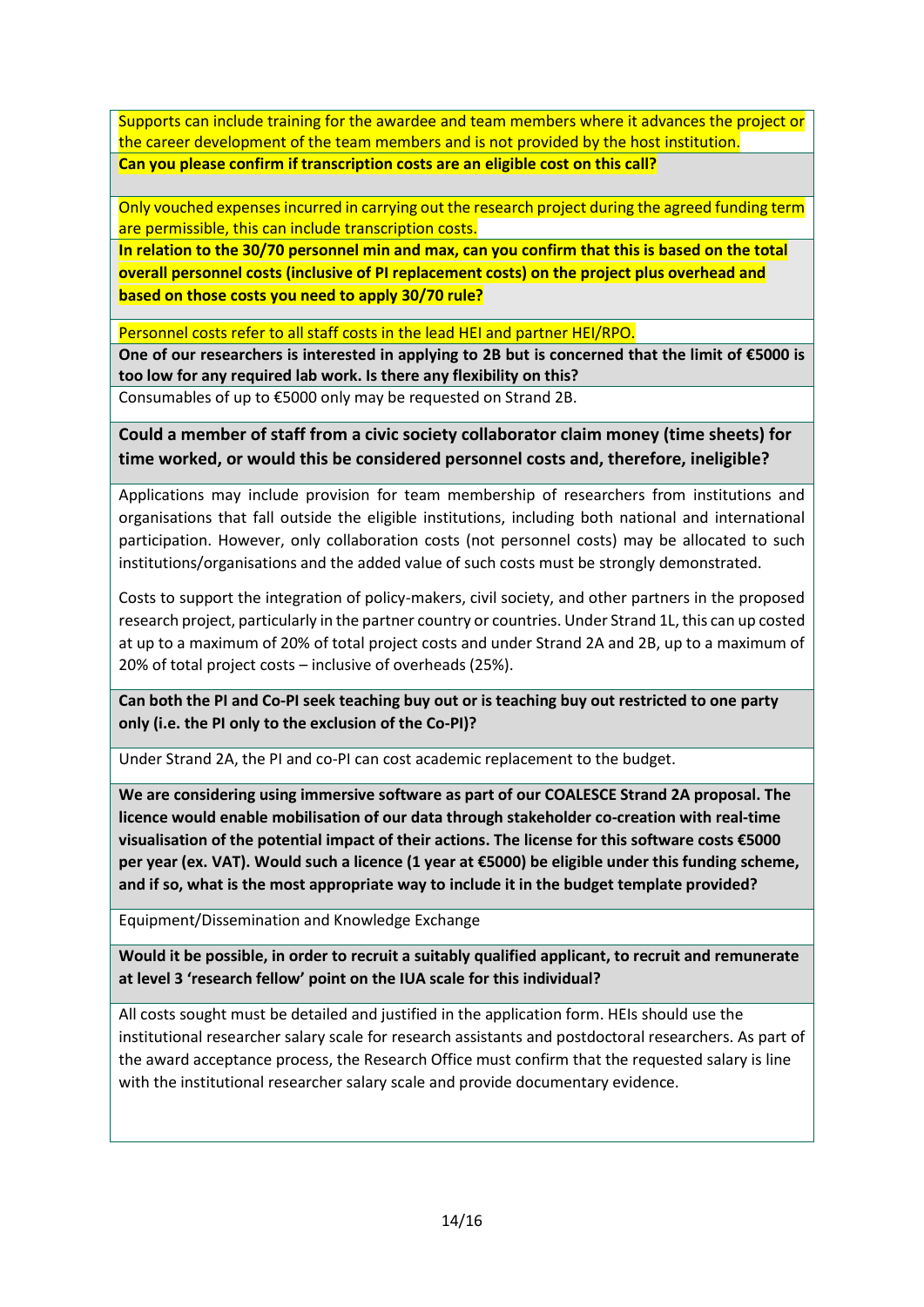Supports can include training for the awardee and team members where it advances the project or the career development of the team members and is not provided by the host institution.

**Can you please confirm if transcription costs are an eligible cost on this call?**

Only vouched expenses incurred in carrying out the research project during the agreed funding term are permissible, this can include transcription costs.

**In relation to the 30/70 personnel min and max, can you confirm that this is based on the total overall personnel costs (inclusive of PI replacement costs) on the project plus overhead and based on those costs you need to apply 30/70 rule?**

Personnel costs refer to all staff costs in the lead HEI and partner HEI/RPO.

**One of our researchers is interested in applying to 2B but is concerned that the limit of €5000 is too low for any required lab work. Is there any flexibility on this?**

Consumables of up to €5000 only may be requested on Strand 2B.

**Could a member of staff from a civic society collaborator claim money (time sheets) for time worked, or would this be considered personnel costs and, therefore, ineligible?**

Applications may include provision for team membership of researchers from institutions and organisations that fall outside the eligible institutions, including both national and international participation. However, only collaboration costs (not personnel costs) may be allocated to such institutions/organisations and the added value of such costs must be strongly demonstrated.

Costs to support the integration of policy-makers, civil society, and other partners in the proposed research project, particularly in the partner country or countries. Under Strand 1L, this can up costed at up to a maximum of 20% of total project costs and under Strand 2A and 2B, up to a maximum of 20% of total project costs – inclusive of overheads (25%).

**Can both the PI and Co-PI seek teaching buy out or is teaching buy out restricted to one party only (i.e. the PI only to the exclusion of the Co-PI)?**

Under Strand 2A, the PI and co-PI can cost academic replacement to the budget.

**We are considering using immersive software as part of our COALESCE Strand 2A proposal. The licence would enable mobilisation of our data through stakeholder co-creation with real-time visualisation of the potential impact of their actions. The license for this software costs €5000 per year (ex. VAT). Would such a licence (1 year at €5000) be eligible under this funding scheme, and if so, what is the most appropriate way to include it in the budget template provided?**

Equipment/Dissemination and Knowledge Exchange

**Would it be possible, in order to recruit a suitably qualified applicant, to recruit and remunerate at level 3 'research fellow' point on the IUA scale for this individual?**

All costs sought must be detailed and justified in the application form. HEIs should use the institutional researcher salary scale for research assistants and postdoctoral researchers. As part of the award acceptance process, the Research Office must confirm that the requested salary is line with the institutional researcher salary scale and provide documentary evidence.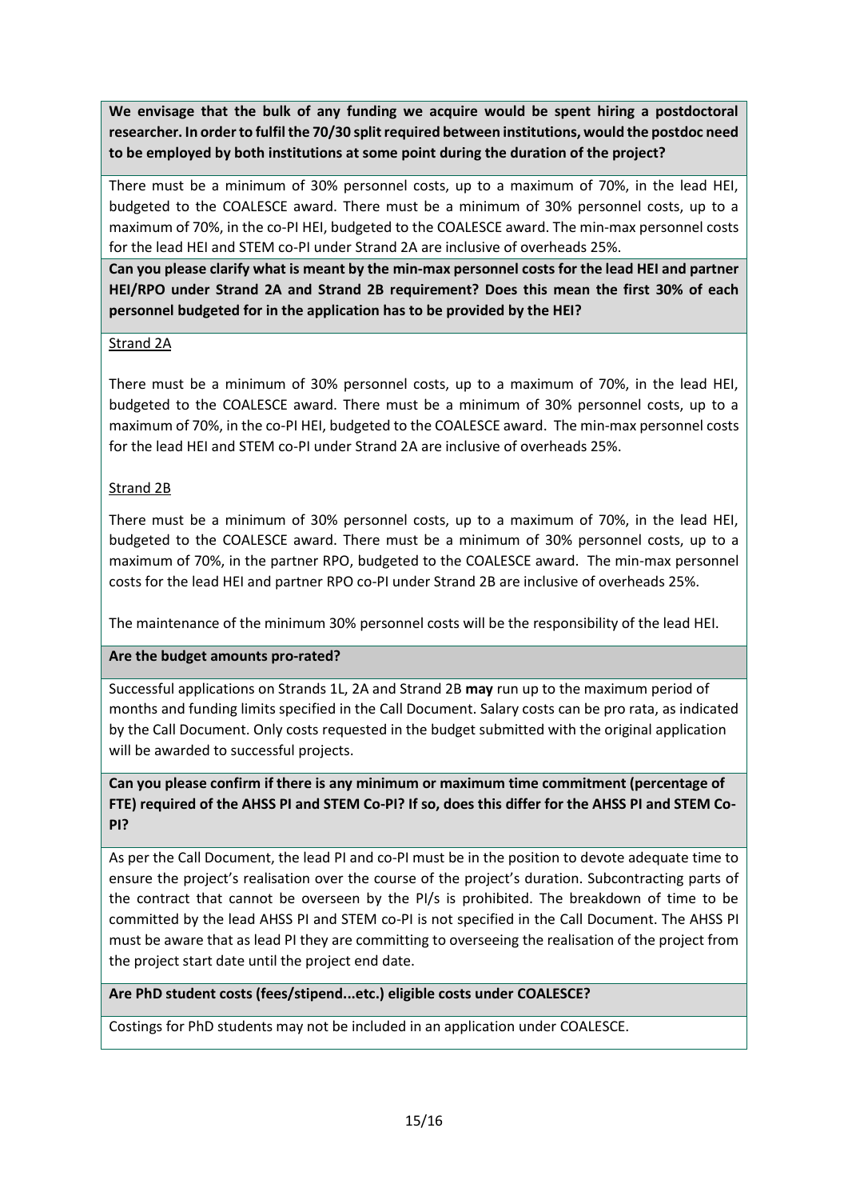**We envisage that the bulk of any funding we acquire would be spent hiring a postdoctoral researcher. In order to fulfil the 70/30 split required between institutions, would the postdoc need to be employed by both institutions at some point during the duration of the project?**

There must be a minimum of 30% personnel costs, up to a maximum of 70%, in the lead HEI, budgeted to the COALESCE award. There must be a minimum of 30% personnel costs, up to a maximum of 70%, in the co-PI HEI, budgeted to the COALESCE award. The min-max personnel costs for the lead HEI and STEM co-PI under Strand 2A are inclusive of overheads 25%.

**Can you please clarify what is meant by the min-max personnel costs for the lead HEI and partner HEI/RPO under Strand 2A and Strand 2B requirement? Does this mean the first 30% of each personnel budgeted for in the application has to be provided by the HEI?**

Strand 2A

There must be a minimum of 30% personnel costs, up to a maximum of 70%, in the lead HEI, budgeted to the COALESCE award. There must be a minimum of 30% personnel costs, up to a maximum of 70%, in the co-PI HEI, budgeted to the COALESCE award. The min-max personnel costs for the lead HEI and STEM co-PI under Strand 2A are inclusive of overheads 25%.

Strand 2B

There must be a minimum of 30% personnel costs, up to a maximum of 70%, in the lead HEI, budgeted to the COALESCE award. There must be a minimum of 30% personnel costs, up to a maximum of 70%, in the partner RPO, budgeted to the COALESCE award. The min-max personnel costs for the lead HEI and partner RPO co-PI under Strand 2B are inclusive of overheads 25%.

The maintenance of the minimum 30% personnel costs will be the responsibility of the lead HEI.

**Are the budget amounts pro-rated?**

Successful applications on Strands 1L, 2A and Strand 2B **may** run up to the maximum period of months and funding limits specified in the Call Document. Salary costs can be pro rata, as indicated by the Call Document. Only costs requested in the budget submitted with the original application will be awarded to successful projects.

**Can you please confirm if there is any minimum or maximum time commitment (percentage of FTE) required of the AHSS PI and STEM Co-PI? If so, does this differ for the AHSS PI and STEM Co-PI?**

As per the Call Document, the lead PI and co-PI must be in the position to devote adequate time to ensure the project's realisation over the course of the project's duration. Subcontracting parts of the contract that cannot be overseen by the PI/s is prohibited. The breakdown of time to be committed by the lead AHSS PI and STEM co-PI is not specified in the Call Document. The AHSS PI must be aware that as lead PI they are committing to overseeing the realisation of the project from the project start date until the project end date.

**Are PhD student costs (fees/stipend...etc.) eligible costs under COALESCE?**

Costings for PhD students may not be included in an application under COALESCE.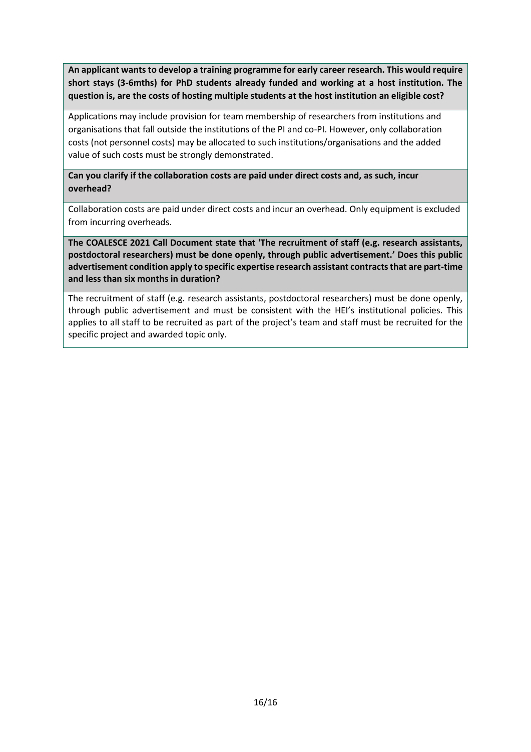**An applicant wants to develop a training programme for early career research. This would require short stays (3-6mths) for PhD students already funded and working at a host institution. The question is, are the costs of hosting multiple students at the host institution an eligible cost?**

Applications may include provision for team membership of researchers from institutions and organisations that fall outside the institutions of the PI and co-PI. However, only collaboration costs (not personnel costs) may be allocated to such institutions/organisations and the added value of such costs must be strongly demonstrated.

**Can you clarify if the collaboration costs are paid under direct costs and, as such, incur overhead?**

Collaboration costs are paid under direct costs and incur an overhead. Only equipment is excluded from incurring overheads.

**The COALESCE 2021 Call Document state that 'The recruitment of staff (e.g. research assistants, postdoctoral researchers) must be done openly, through public advertisement.' Does this public advertisement condition apply to specific expertise research assistant contracts that are part-time and less than six months in duration?**

The recruitment of staff (e.g. research assistants, postdoctoral researchers) must be done openly, through public advertisement and must be consistent with the HEI's institutional policies. This applies to all staff to be recruited as part of the project's team and staff must be recruited for the specific project and awarded topic only.